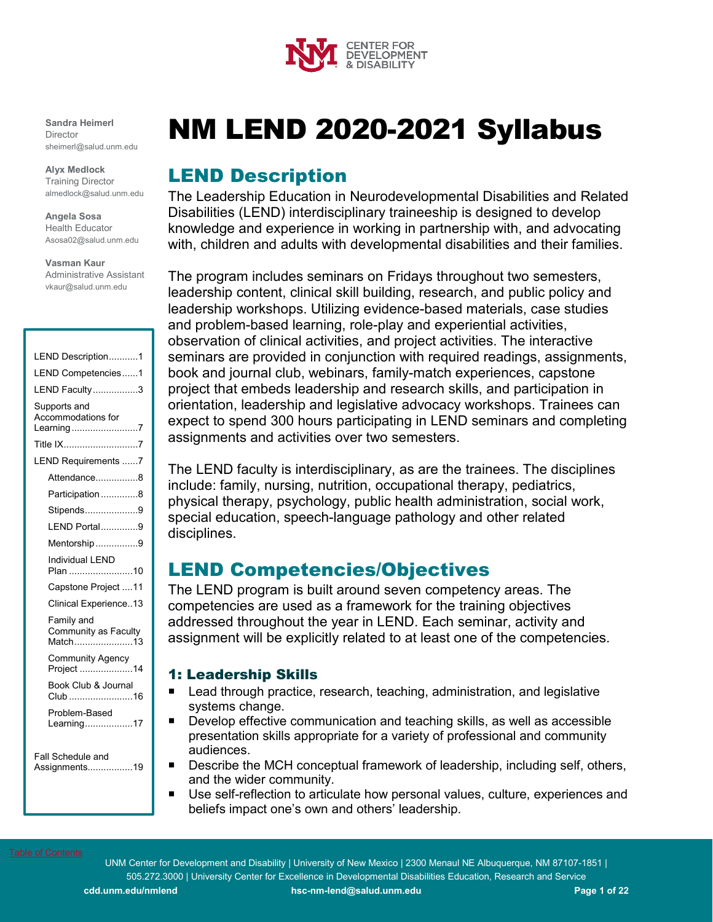CENTER FOR DEVELOPMENT & DISABILITY

**Sandra Heimerl**
Director
sheimerl@salud.unm.edu

**Alyx Medlock**
Training Director
almedlock@salud.unm.edu

**Angela Sosa**
Health Educator
Asosa02@salud.unm.edu

**Vasman Kaur**
Administrative Assistant
vkaur@salud.unm.edu

- LEND Description...........1
- LEND Competencies......1
- LEND Faculty.................3
- Supports and Accommodations for Learning.........................7
- Title IX...........................7
- LEND Requirements ......7
  - Attendance................8
  - Participation ..............8
  - Stipends....................9
  - LEND Portal.............9
  - Mentorship................9
  - Individual LEND Plan ........................10
  - Capstone Project ....11
  - Clinical Experience..13
  - Family and Community as Faculty Match......................13
  - Community Agency Project ....................14
  - Book Club & Journal Club ........................16
  - Problem-Based Learning..................17
- Fall Schedule and Assignments.................19

# NM LEND 2020-2021 Syllabus

## LEND Description

The Leadership Education in Neurodevelopmental Disabilities and Related Disabilities (LEND) interdisciplinary traineeship is designed to develop knowledge and experience in working in partnership with, and advocating with, children and adults with developmental disabilities and their families.

The program includes seminars on Fridays throughout two semesters, leadership content, clinical skill building, research, and public policy and leadership workshops. Utilizing evidence-based materials, case studies and problem-based learning, role-play and experiential activities, observation of clinical activities, and project activities. The interactive seminars are provided in conjunction with required readings, assignments, book and journal club, webinars, family-match experiences, capstone project that embeds leadership and research skills, and participation in orientation, leadership and legislative advocacy workshops. Trainees can expect to spend 300 hours participating in LEND seminars and completing assignments and activities over two semesters.

The LEND faculty is interdisciplinary, as are the trainees. The disciplines include: family, nursing, nutrition, occupational therapy, pediatrics, physical therapy, psychology, public health administration, social work, special education, speech-language pathology and other related disciplines.

## LEND Competencies/Objectives

The LEND program is built around seven competency areas. The competencies are used as a framework for the training objectives addressed throughout the year in LEND. Each seminar, activity and assignment will be explicitly related to at least one of the competencies.

### 1: Leadership Skills

- Lead through practice, research, teaching, administration, and legislative systems change.
- Develop effective communication and teaching skills, as well as accessible presentation skills appropriate for a variety of professional and community audiences.
- Describe the MCH conceptual framework of leadership, including self, others, and the wider community.
- Use self-reflection to articulate how personal values, culture, experiences and beliefs impact one's own and others' leadership.

Table of Contents

UNM Center for Development and Disability | University of New Mexico | 2300 Menaul NE Albuquerque, NM 87107-1851 | 505.272.3000 | University Center for Excellence in Developmental Disabilities Education, Research and Service

cdd.unm.edu/nmlend hsc-nm-lend@salud.unm.edu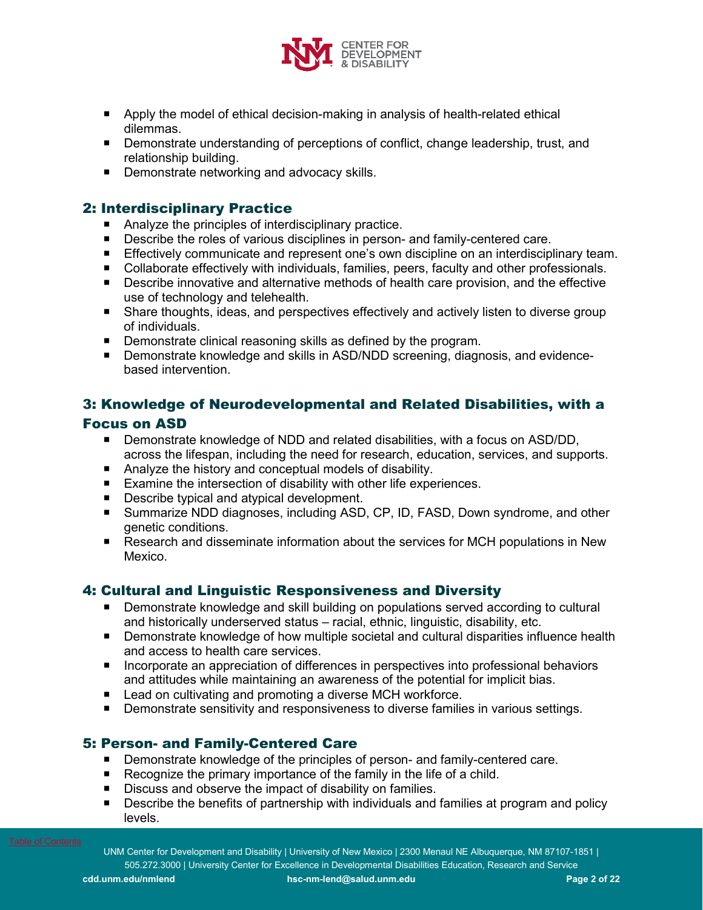- Apply the model of ethical decision-making in analysis of health-related ethical dilemmas.
- Demonstrate understanding of perceptions of conflict, change leadership, trust, and relationship building.
- Demonstrate networking and advocacy skills.

## 2: Interdisciplinary Practice

- Analyze the principles of interdisciplinary practice.
- Describe the roles of various disciplines in person- and family-centered care.
- Effectively communicate and represent one's own discipline on an interdisciplinary team.
- Collaborate effectively with individuals, families, peers, faculty and other professionals.
- Describe innovative and alternative methods of health care provision, and the effective use of technology and telehealth.
- Share thoughts, ideas, and perspectives effectively and actively listen to diverse group of individuals.
- Demonstrate clinical reasoning skills as defined by the program.
- Demonstrate knowledge and skills in ASD/NDD screening, diagnosis, and evidence-based intervention.

## 3: Knowledge of Neurodevelopmental and Related Disabilities, with a Focus on ASD

- Demonstrate knowledge of NDD and related disabilities, with a focus on ASD/DD, across the lifespan, including the need for research, education, services, and supports.
- Analyze the history and conceptual models of disability.
- Examine the intersection of disability with other life experiences.
- Describe typical and atypical development.
- Summarize NDD diagnoses, including ASD, CP, ID, FASD, Down syndrome, and other genetic conditions.
- Research and disseminate information about the services for MCH populations in New Mexico.

## 4: Cultural and Linguistic Responsiveness and Diversity

- Demonstrate knowledge and skill building on populations served according to cultural and historically underserved status – racial, ethnic, linguistic, disability, etc.
- Demonstrate knowledge of how multiple societal and cultural disparities influence health and access to health care services.
- Incorporate an appreciation of differences in perspectives into professional behaviors and attitudes while maintaining an awareness of the potential for implicit bias.
- Lead on cultivating and promoting a diverse MCH workforce.
- Demonstrate sensitivity and responsiveness to diverse families in various settings.

## 5: Person- and Family-Centered Care

- Demonstrate knowledge of the principles of person- and family-centered care.
- Recognize the primary importance of the family in the life of a child.
- Discuss and observe the impact of disability on families.
- Describe the benefits of partnership with individuals and families at program and policy levels.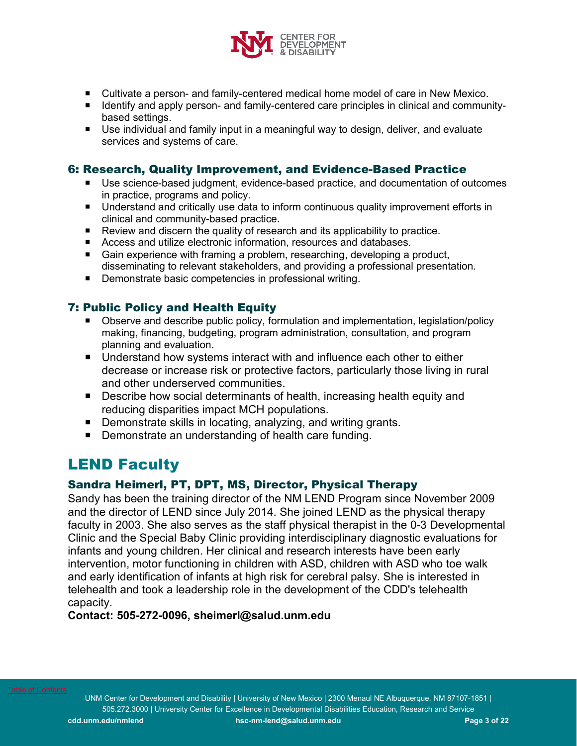- Cultivate a person- and family-centered medical home model of care in New Mexico.
- Identify and apply person- and family-centered care principles in clinical and community-based settings.
- Use individual and family input in a meaningful way to design, deliver, and evaluate services and systems of care.

### 6: Research, Quality Improvement, and Evidence-Based Practice

- Use science-based judgment, evidence-based practice, and documentation of outcomes in practice, programs and policy.
- Understand and critically use data to inform continuous quality improvement efforts in clinical and community-based practice.
- Review and discern the quality of research and its applicability to practice.
- Access and utilize electronic information, resources and databases.
- Gain experience with framing a problem, researching, developing a product, disseminating to relevant stakeholders, and providing a professional presentation.
- Demonstrate basic competencies in professional writing.

### 7: Public Policy and Health Equity

- Observe and describe public policy, formulation and implementation, legislation/policy making, financing, budgeting, program administration, consultation, and program planning and evaluation.
- Understand how systems interact with and influence each other to either decrease or increase risk or protective factors, particularly those living in rural and other underserved communities.
- Describe how social determinants of health, increasing health equity and reducing disparities impact MCH populations.
- Demonstrate skills in locating, analyzing, and writing grants.
- Demonstrate an understanding of health care funding.

## LEND Faculty

### Sandra Heimerl, PT, DPT, MS, Director, Physical Therapy

Sandy has been the training director of the NM LEND Program since November 2009 and the director of LEND since July 2014. She joined LEND as the physical therapy faculty in 2003. She also serves as the staff physical therapist in the 0-3 Developmental Clinic and the Special Baby Clinic providing interdisciplinary diagnostic evaluations for infants and young children. Her clinical and research interests have been early intervention, motor functioning in children with ASD, children with ASD who toe walk and early identification of infants at high risk for cerebral palsy. She is interested in telehealth and took a leadership role in the development of the CDD's telehealth capacity.

**Contact: 505-272-0096, sheimerl@salud.unm.edu**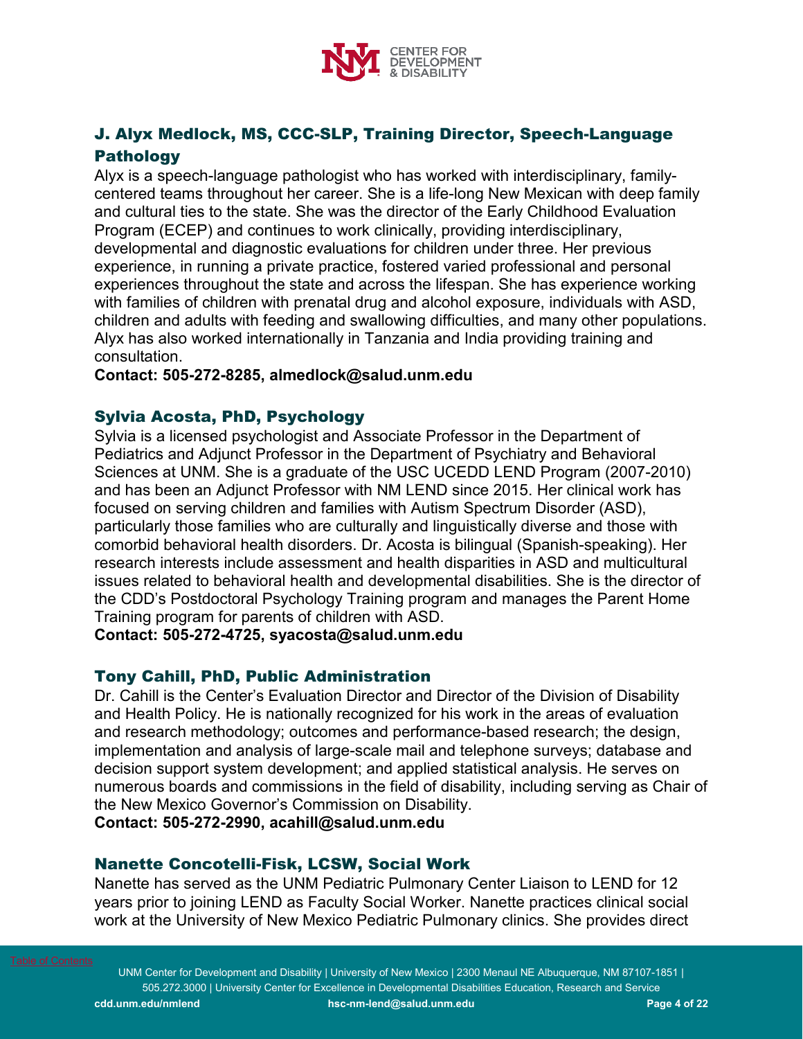## J. Alyx Medlock, MS, CCC-SLP, Training Director, Speech-Language Pathology

Alyx is a speech-language pathologist who has worked with interdisciplinary, family-centered teams throughout her career. She is a life-long New Mexican with deep family and cultural ties to the state. She was the director of the Early Childhood Evaluation Program (ECEP) and continues to work clinically, providing interdisciplinary, developmental and diagnostic evaluations for children under three. Her previous experience, in running a private practice, fostered varied professional and personal experiences throughout the state and across the lifespan. She has experience working with families of children with prenatal drug and alcohol exposure, individuals with ASD, children and adults with feeding and swallowing difficulties, and many other populations. Alyx has also worked internationally in Tanzania and India providing training and consultation.

**Contact: 505-272-8285, almedlock@salud.unm.edu**

## Sylvia Acosta, PhD, Psychology

Sylvia is a licensed psychologist and Associate Professor in the Department of Pediatrics and Adjunct Professor in the Department of Psychiatry and Behavioral Sciences at UNM. She is a graduate of the USC UCEDD LEND Program (2007-2010) and has been an Adjunct Professor with NM LEND since 2015. Her clinical work has focused on serving children and families with Autism Spectrum Disorder (ASD), particularly those families who are culturally and linguistically diverse and those with comorbid behavioral health disorders. Dr. Acosta is bilingual (Spanish-speaking). Her research interests include assessment and health disparities in ASD and multicultural issues related to behavioral health and developmental disabilities. She is the director of the CDD's Postdoctoral Psychology Training program and manages the Parent Home Training program for parents of children with ASD.

**Contact: 505-272-4725, syacosta@salud.unm.edu**

## Tony Cahill, PhD, Public Administration

Dr. Cahill is the Center's Evaluation Director and Director of the Division of Disability and Health Policy. He is nationally recognized for his work in the areas of evaluation and research methodology; outcomes and performance-based research; the design, implementation and analysis of large-scale mail and telephone surveys; database and decision support system development; and applied statistical analysis. He serves on numerous boards and commissions in the field of disability, including serving as Chair of the New Mexico Governor's Commission on Disability.

**Contact: 505-272-2990, acahill@salud.unm.edu**

## Nanette Concotelli-Fisk, LCSW, Social Work

Nanette has served as the UNM Pediatric Pulmonary Center Liaison to LEND for 12 years prior to joining LEND as Faculty Social Worker. Nanette practices clinical social work at the University of New Mexico Pediatric Pulmonary clinics. She provides direct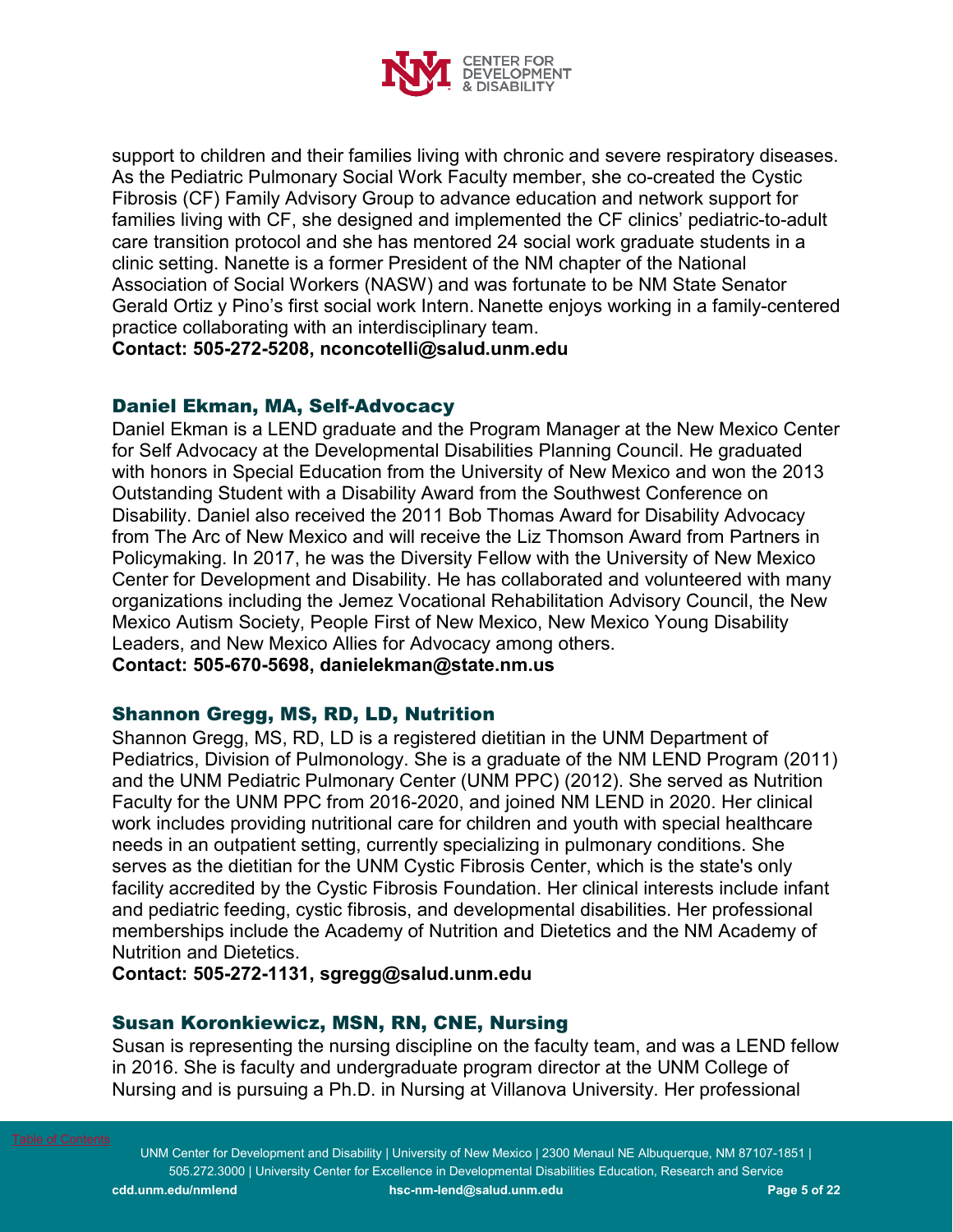support to children and their families living with chronic and severe respiratory diseases. As the Pediatric Pulmonary Social Work Faculty member, she co-created the Cystic Fibrosis (CF) Family Advisory Group to advance education and network support for families living with CF, she designed and implemented the CF clinics' pediatric-to-adult care transition protocol and she has mentored 24 social work graduate students in a clinic setting. Nanette is a former President of the NM chapter of the National Association of Social Workers (NASW) and was fortunate to be NM State Senator Gerald Ortiz y Pino's first social work Intern. Nanette enjoys working in a family-centered practice collaborating with an interdisciplinary team.

**Contact: 505-272-5208, nconcotelli@salud.unm.edu**

### Daniel Ekman, MA, Self-Advocacy

Daniel Ekman is a LEND graduate and the Program Manager at the New Mexico Center for Self Advocacy at the Developmental Disabilities Planning Council. He graduated with honors in Special Education from the University of New Mexico and won the 2013 Outstanding Student with a Disability Award from the Southwest Conference on Disability. Daniel also received the 2011 Bob Thomas Award for Disability Advocacy from The Arc of New Mexico and will receive the Liz Thomson Award from Partners in Policymaking. In 2017, he was the Diversity Fellow with the University of New Mexico Center for Development and Disability. He has collaborated and volunteered with many organizations including the Jemez Vocational Rehabilitation Advisory Council, the New Mexico Autism Society, People First of New Mexico, New Mexico Young Disability Leaders, and New Mexico Allies for Advocacy among others.

**Contact: 505-670-5698, danielekman@state.nm.us**

### Shannon Gregg, MS, RD, LD, Nutrition

Shannon Gregg, MS, RD, LD is a registered dietitian in the UNM Department of Pediatrics, Division of Pulmonology. She is a graduate of the NM LEND Program (2011) and the UNM Pediatric Pulmonary Center (UNM PPC) (2012). She served as Nutrition Faculty for the UNM PPC from 2016-2020, and joined NM LEND in 2020. Her clinical work includes providing nutritional care for children and youth with special healthcare needs in an outpatient setting, currently specializing in pulmonary conditions. She serves as the dietitian for the UNM Cystic Fibrosis Center, which is the state's only facility accredited by the Cystic Fibrosis Foundation. Her clinical interests include infant and pediatric feeding, cystic fibrosis, and developmental disabilities. Her professional memberships include the Academy of Nutrition and Dietetics and the NM Academy of Nutrition and Dietetics.

**Contact: 505-272-1131, sgregg@salud.unm.edu**

### Susan Koronkiewicz, MSN, RN, CNE, Nursing

Susan is representing the nursing discipline on the faculty team, and was a LEND fellow in 2016. She is faculty and undergraduate program director at the UNM College of Nursing and is pursuing a Ph.D. in Nursing at Villanova University. Her professional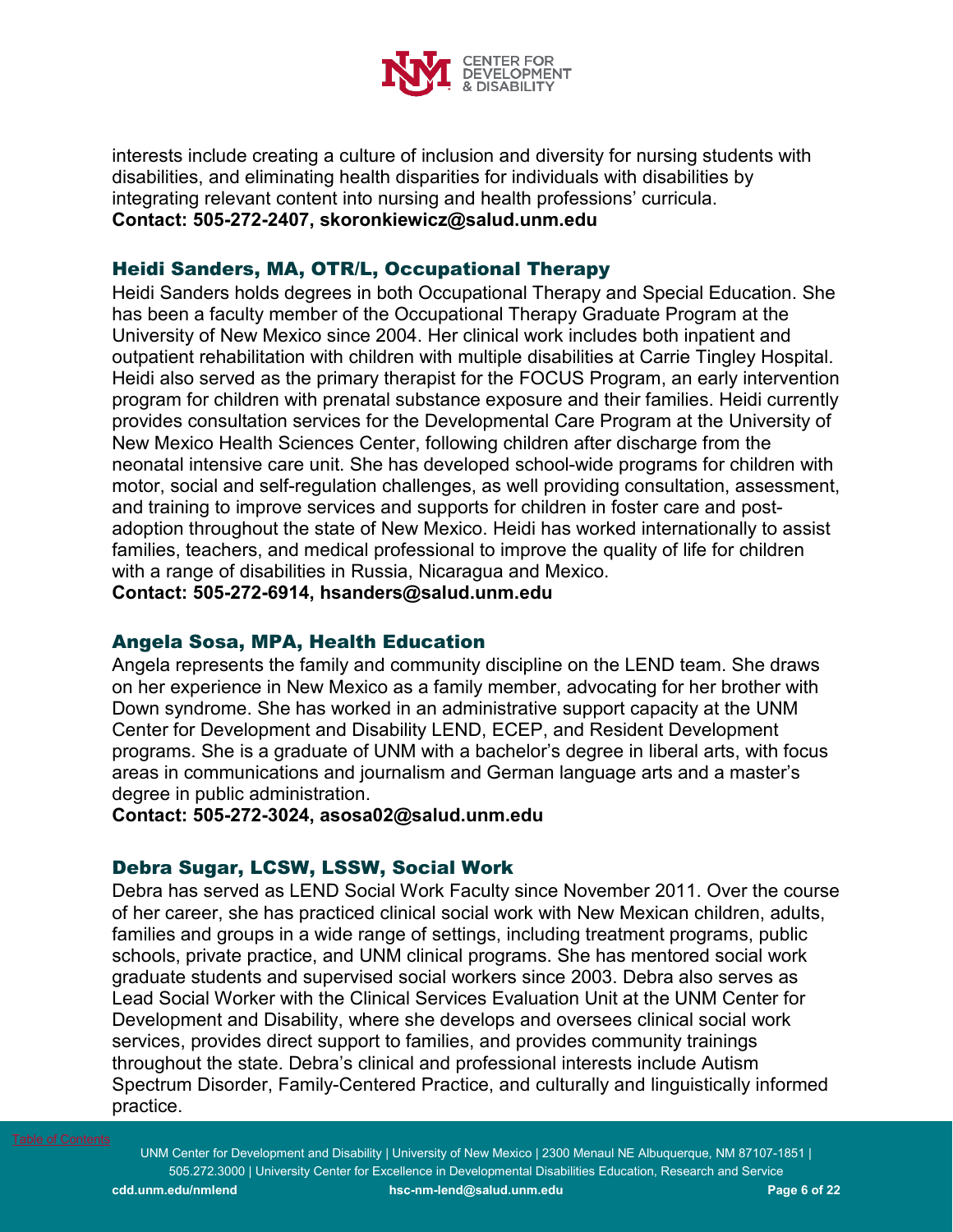interests include creating a culture of inclusion and diversity for nursing students with disabilities, and eliminating health disparities for individuals with disabilities by integrating relevant content into nursing and health professions' curricula.
**Contact: 505-272-2407, skoronkiewicz@salud.unm.edu**

### Heidi Sanders, MA, OTR/L, Occupational Therapy

Heidi Sanders holds degrees in both Occupational Therapy and Special Education. She has been a faculty member of the Occupational Therapy Graduate Program at the University of New Mexico since 2004. Her clinical work includes both inpatient and outpatient rehabilitation with children with multiple disabilities at Carrie Tingley Hospital. Heidi also served as the primary therapist for the FOCUS Program, an early intervention program for children with prenatal substance exposure and their families. Heidi currently provides consultation services for the Developmental Care Program at the University of New Mexico Health Sciences Center, following children after discharge from the neonatal intensive care unit. She has developed school-wide programs for children with motor, social and self-regulation challenges, as well providing consultation, assessment, and training to improve services and supports for children in foster care and post-adoption throughout the state of New Mexico. Heidi has worked internationally to assist families, teachers, and medical professional to improve the quality of life for children with a range of disabilities in Russia, Nicaragua and Mexico.
**Contact: 505-272-6914, hsanders@salud.unm.edu**

### Angela Sosa, MPA, Health Education

Angela represents the family and community discipline on the LEND team. She draws on her experience in New Mexico as a family member, advocating for her brother with Down syndrome. She has worked in an administrative support capacity at the UNM Center for Development and Disability LEND, ECEP, and Resident Development programs. She is a graduate of UNM with a bachelor's degree in liberal arts, with focus areas in communications and journalism and German language arts and a master's degree in public administration.
**Contact: 505-272-3024, asosa02@salud.unm.edu**

### Debra Sugar, LCSW, LSSW, Social Work

Debra has served as LEND Social Work Faculty since November 2011. Over the course of her career, she has practiced clinical social work with New Mexican children, adults, families and groups in a wide range of settings, including treatment programs, public schools, private practice, and UNM clinical programs. She has mentored social work graduate students and supervised social workers since 2003. Debra also serves as Lead Social Worker with the Clinical Services Evaluation Unit at the UNM Center for Development and Disability, where she develops and oversees clinical social work services, provides direct support to families, and provides community trainings throughout the state. Debra's clinical and professional interests include Autism Spectrum Disorder, Family-Centered Practice, and culturally and linguistically informed practice.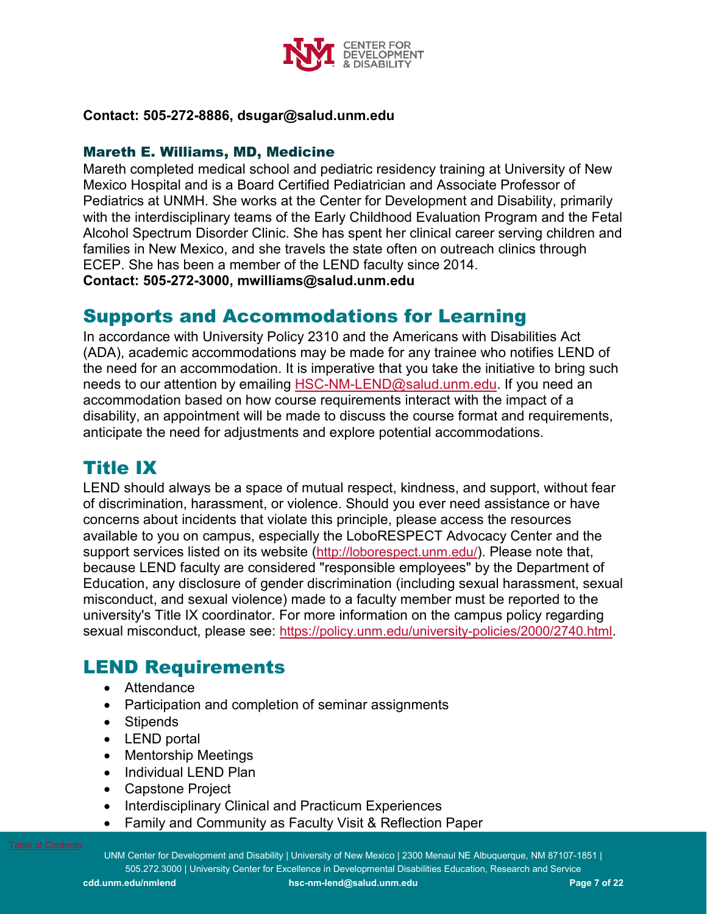**Contact: 505-272-8886, dsugar@salud.unm.edu**

### Mareth E. Williams, MD, Medicine

Mareth completed medical school and pediatric residency training at University of New Mexico Hospital and is a Board Certified Pediatrician and Associate Professor of Pediatrics at UNMH. She works at the Center for Development and Disability, primarily with the interdisciplinary teams of the Early Childhood Evaluation Program and the Fetal Alcohol Spectrum Disorder Clinic. She has spent her clinical career serving children and families in New Mexico, and she travels the state often on outreach clinics through ECEP. She has been a member of the LEND faculty since 2014.
**Contact: 505-272-3000, mwilliams@salud.unm.edu**

## Supports and Accommodations for Learning

In accordance with University Policy 2310 and the Americans with Disabilities Act (ADA), academic accommodations may be made for any trainee who notifies LEND of the need for an accommodation. It is imperative that you take the initiative to bring such needs to our attention by emailing HSC-NM-LEND@salud.unm.edu. If you need an accommodation based on how course requirements interact with the impact of a disability, an appointment will be made to discuss the course format and requirements, anticipate the need for adjustments and explore potential accommodations.

## Title IX

LEND should always be a space of mutual respect, kindness, and support, without fear of discrimination, harassment, or violence. Should you ever need assistance or have concerns about incidents that violate this principle, please access the resources available to you on campus, especially the LoboRESPECT Advocacy Center and the support services listed on its website (http://loborespect.unm.edu/). Please note that, because LEND faculty are considered "responsible employees" by the Department of Education, any disclosure of gender discrimination (including sexual harassment, sexual misconduct, and sexual violence) made to a faculty member must be reported to the university's Title IX coordinator. For more information on the campus policy regarding sexual misconduct, please see: https://policy.unm.edu/university-policies/2000/2740.html.

## LEND Requirements

- Attendance
- Participation and completion of seminar assignments
- Stipends
- LEND portal
- Mentorship Meetings
- Individual LEND Plan
- Capstone Project
- Interdisciplinary Clinical and Practicum Experiences
- Family and Community as Faculty Visit & Reflection Paper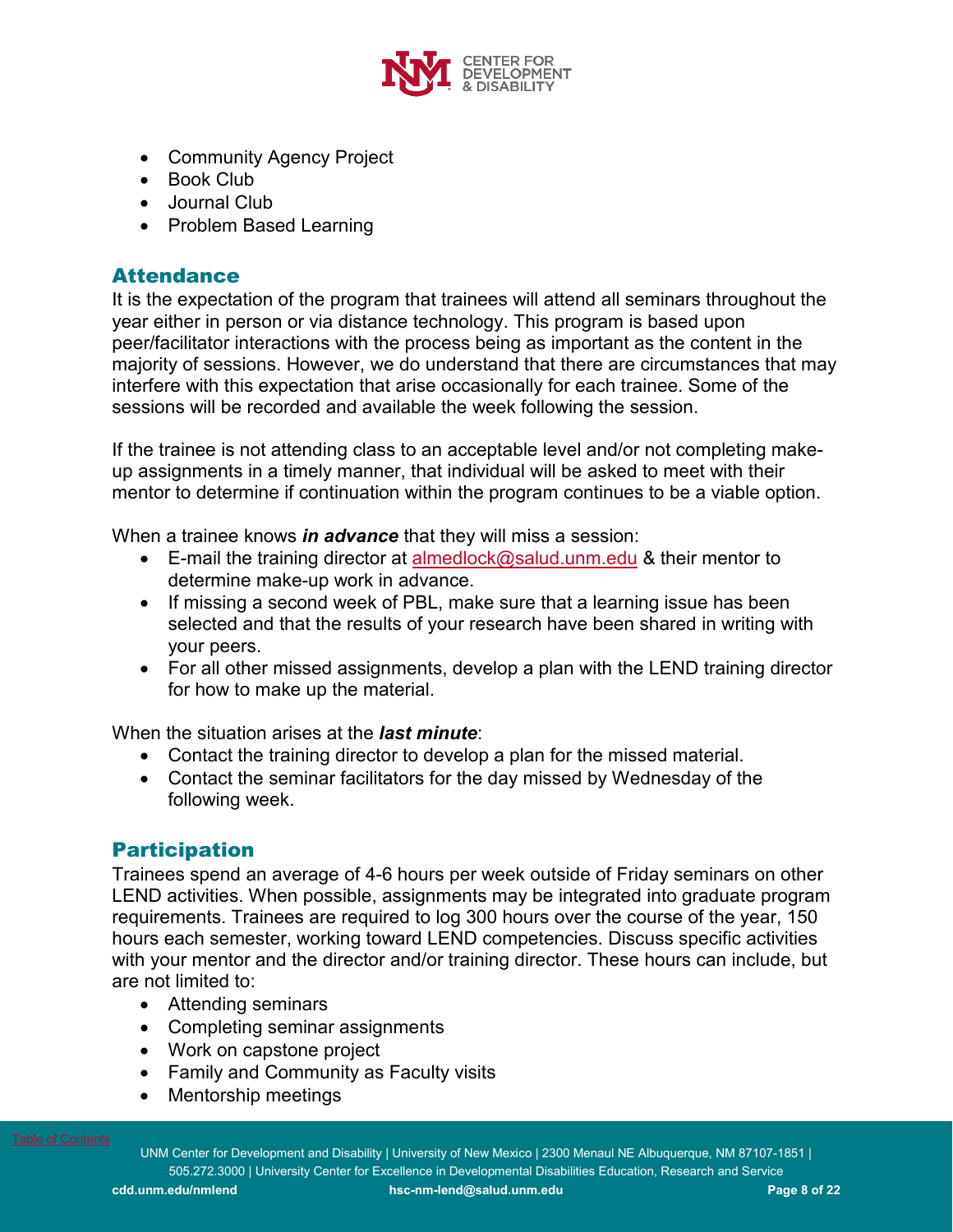- Community Agency Project
- Book Club
- Journal Club
- Problem Based Learning

## Attendance

It is the expectation of the program that trainees will attend all seminars throughout the year either in person or via distance technology. This program is based upon peer/facilitator interactions with the process being as important as the content in the majority of sessions. However, we do understand that there are circumstances that may interfere with this expectation that arise occasionally for each trainee. Some of the sessions will be recorded and available the week following the session.

If the trainee is not attending class to an acceptable level and/or not completing make-up assignments in a timely manner, that individual will be asked to meet with their mentor to determine if continuation within the program continues to be a viable option.

When a trainee knows ***in advance*** that they will miss a session:

- E-mail the training director at almedlock@salud.unm.edu & their mentor to determine make-up work in advance.
- If missing a second week of PBL, make sure that a learning issue has been selected and that the results of your research have been shared in writing with your peers.
- For all other missed assignments, develop a plan with the LEND training director for how to make up the material.

When the situation arises at the ***last minute***:

- Contact the training director to develop a plan for the missed material.
- Contact the seminar facilitators for the day missed by Wednesday of the following week.

## Participation

Trainees spend an average of 4-6 hours per week outside of Friday seminars on other LEND activities. When possible, assignments may be integrated into graduate program requirements. Trainees are required to log 300 hours over the course of the year, 150 hours each semester, working toward LEND competencies. Discuss specific activities with your mentor and the director and/or training director. These hours can include, but are not limited to:

- Attending seminars
- Completing seminar assignments
- Work on capstone project
- Family and Community as Faculty visits
- Mentorship meetings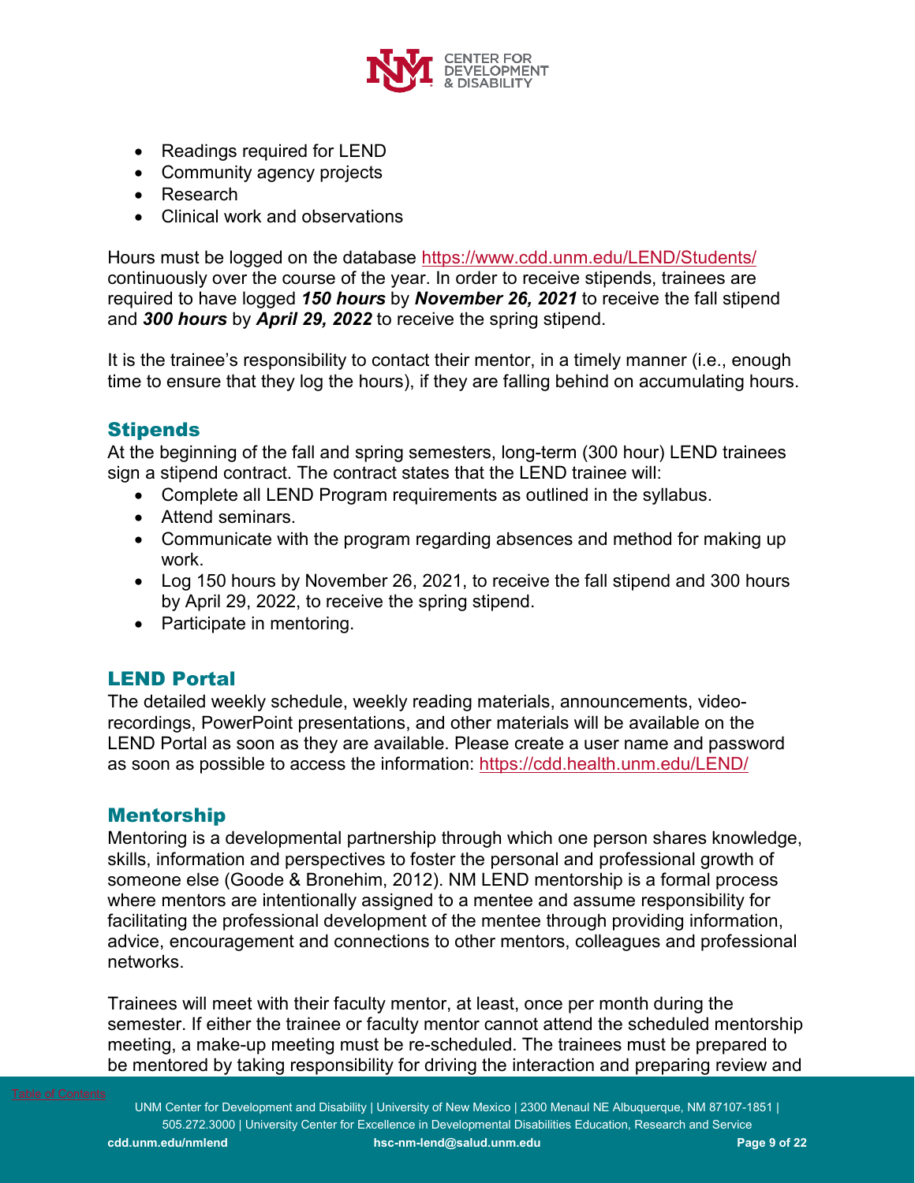- Readings required for LEND
- Community agency projects
- Research
- Clinical work and observations

Hours must be logged on the database https://www.cdd.unm.edu/LEND/Students/ continuously over the course of the year. In order to receive stipends, trainees are required to have logged ***150 hours*** by ***November 26, 2021*** to receive the fall stipend and ***300 hours*** by ***April 29, 2022*** to receive the spring stipend.

It is the trainee's responsibility to contact their mentor, in a timely manner (i.e., enough time to ensure that they log the hours), if they are falling behind on accumulating hours.

## Stipends

At the beginning of the fall and spring semesters, long-term (300 hour) LEND trainees sign a stipend contract. The contract states that the LEND trainee will:

- Complete all LEND Program requirements as outlined in the syllabus.
- Attend seminars.
- Communicate with the program regarding absences and method for making up work.
- Log 150 hours by November 26, 2021, to receive the fall stipend and 300 hours by April 29, 2022, to receive the spring stipend.
- Participate in mentoring.

## LEND Portal

The detailed weekly schedule, weekly reading materials, announcements, video-recordings, PowerPoint presentations, and other materials will be available on the LEND Portal as soon as they are available. Please create a user name and password as soon as possible to access the information: https://cdd.health.unm.edu/LEND/

## Mentorship

Mentoring is a developmental partnership through which one person shares knowledge, skills, information and perspectives to foster the personal and professional growth of someone else (Goode & Bronehim, 2012). NM LEND mentorship is a formal process where mentors are intentionally assigned to a mentee and assume responsibility for facilitating the professional development of the mentee through providing information, advice, encouragement and connections to other mentors, colleagues and professional networks.

Trainees will meet with their faculty mentor, at least, once per month during the semester. If either the trainee or faculty mentor cannot attend the scheduled mentorship meeting, a make-up meeting must be re-scheduled. The trainees must be prepared to be mentored by taking responsibility for driving the interaction and preparing review and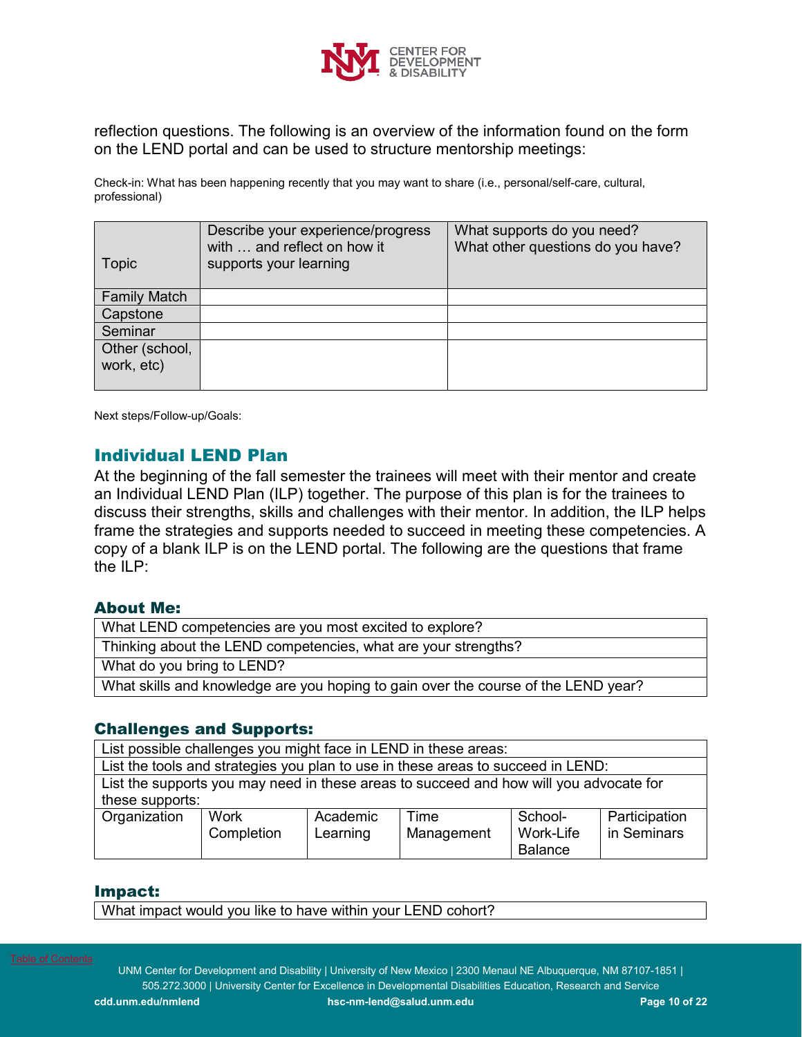reflection questions. The following is an overview of the information found on the form on the LEND portal and can be used to structure mentorship meetings:

Check-in: What has been happening recently that you may want to share (i.e., personal/self-care, cultural, professional)

| Topic | Describe your experience/progress with … and reflect on how it supports your learning | What supports do you need? What other questions do you have? |
|---|---|---|
| Family Match | | |
| Capstone | | |
| Seminar | | |
| Other (school, work, etc) | | |

Next steps/Follow-up/Goals:

## Individual LEND Plan

At the beginning of the fall semester the trainees will meet with their mentor and create an Individual LEND Plan (ILP) together. The purpose of this plan is for the trainees to discuss their strengths, skills and challenges with their mentor. In addition, the ILP helps frame the strategies and supports needed to succeed in meeting these competencies. A copy of a blank ILP is on the LEND portal. The following are the questions that frame the ILP:

### About Me:

| What LEND competencies are you most excited to explore? |
|---|
| Thinking about the LEND competencies, what are your strengths? |
| What do you bring to LEND? |
| What skills and knowledge are you hoping to gain over the course of the LEND year? |

### Challenges and Supports:

| List possible challenges you might face in LEND in these areas: | | | | | |
|---|---|---|---|---|---|
| List the tools and strategies you plan to use in these areas to succeed in LEND: | | | | | |
| List the supports you may need in these areas to succeed and how will you advocate for these supports: | | | | | |
| Organization | Work Completion | Academic Learning | Time Management | School-Work-Life Balance | Participation in Seminars |

### Impact:

| What impact would you like to have within your LEND cohort? |
|---|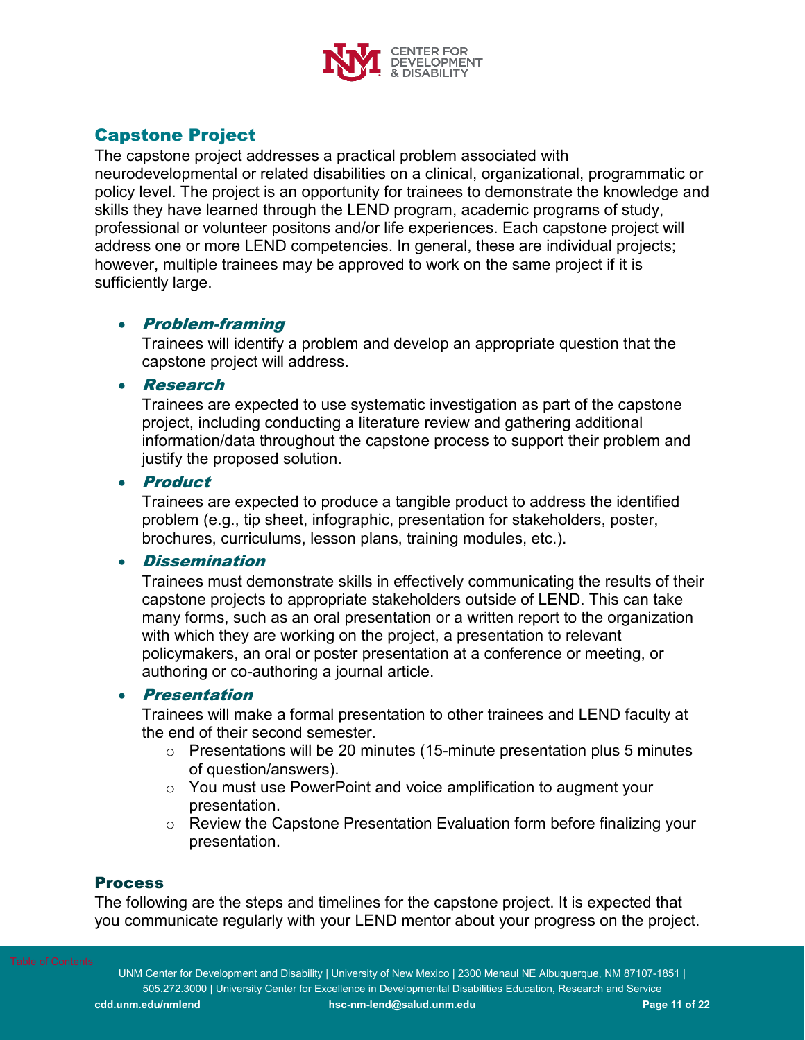## Capstone Project

The capstone project addresses a practical problem associated with neurodevelopmental or related disabilities on a clinical, organizational, programmatic or policy level. The project is an opportunity for trainees to demonstrate the knowledge and skills they have learned through the LEND program, academic programs of study, professional or volunteer positons and/or life experiences. Each capstone project will address one or more LEND competencies. In general, these are individual projects; however, multiple trainees may be approved to work on the same project if it is sufficiently large.

- ***Problem-framing***
  Trainees will identify a problem and develop an appropriate question that the capstone project will address.
- ***Research***
  Trainees are expected to use systematic investigation as part of the capstone project, including conducting a literature review and gathering additional information/data throughout the capstone process to support their problem and justify the proposed solution.
- ***Product***
  Trainees are expected to produce a tangible product to address the identified problem (e.g., tip sheet, infographic, presentation for stakeholders, poster, brochures, curriculums, lesson plans, training modules, etc.).
- ***Dissemination***
  Trainees must demonstrate skills in effectively communicating the results of their capstone projects to appropriate stakeholders outside of LEND. This can take many forms, such as an oral presentation or a written report to the organization with which they are working on the project, a presentation to relevant policymakers, an oral or poster presentation at a conference or meeting, or authoring or co-authoring a journal article.
- ***Presentation***
  Trainees will make a formal presentation to other trainees and LEND faculty at the end of their second semester.
  - Presentations will be 20 minutes (15-minute presentation plus 5 minutes of question/answers).
  - You must use PowerPoint and voice amplification to augment your presentation.
  - Review the Capstone Presentation Evaluation form before finalizing your presentation.

### Process

The following are the steps and timelines for the capstone project. It is expected that you communicate regularly with your LEND mentor about your progress on the project.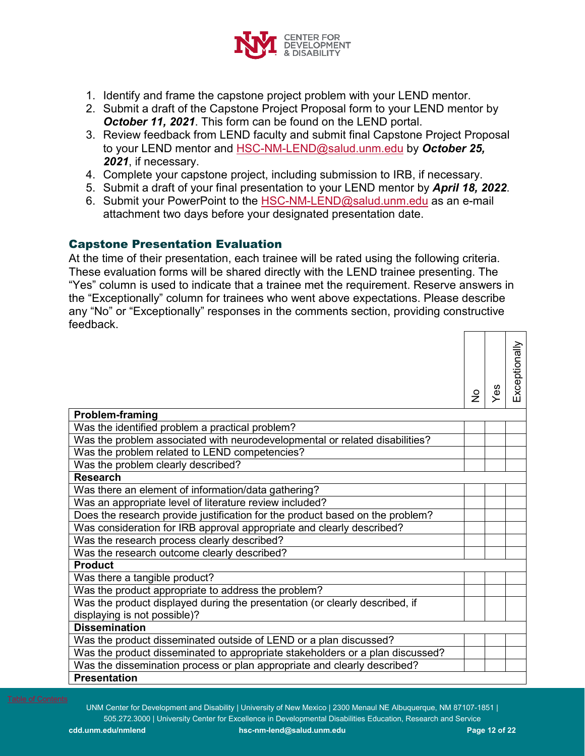1. Identify and frame the capstone project problem with your LEND mentor.
2. Submit a draft of the Capstone Project Proposal form to your LEND mentor by ***October 11, 2021***. This form can be found on the LEND portal.
3. Review feedback from LEND faculty and submit final Capstone Project Proposal to your LEND mentor and HSC-NM-LEND@salud.unm.edu by ***October 25, 2021***, if necessary.
4. Complete your capstone project, including submission to IRB, if necessary.
5. Submit a draft of your final presentation to your LEND mentor by ***April 18, 2022***.
6. Submit your PowerPoint to the HSC-NM-LEND@salud.unm.edu as an e-mail attachment two days before your designated presentation date.

## Capstone Presentation Evaluation

At the time of their presentation, each trainee will be rated using the following criteria. These evaluation forms will be shared directly with the LEND trainee presenting. The "Yes" column is used to indicate that a trainee met the requirement. Reserve answers in the "Exceptionally" column for trainees who went above expectations. Please describe any "No" or "Exceptionally" responses in the comments section, providing constructive feedback.

| | No | Yes | Exceptionally |
|---|---|---|---|
| **Problem-framing** | | | |
| Was the identified problem a practical problem? | | | |
| Was the problem associated with neurodevelopmental or related disabilities? | | | |
| Was the problem related to LEND competencies? | | | |
| Was the problem clearly described? | | | |
| **Research** | | | |
| Was there an element of information/data gathering? | | | |
| Was an appropriate level of literature review included? | | | |
| Does the research provide justification for the product based on the problem? | | | |
| Was consideration for IRB approval appropriate and clearly described? | | | |
| Was the research process clearly described? | | | |
| Was the research outcome clearly described? | | | |
| **Product** | | | |
| Was there a tangible product? | | | |
| Was the product appropriate to address the problem? | | | |
| Was the product displayed during the presentation (or clearly described, if displaying is not possible)? | | | |
| **Dissemination** | | | |
| Was the product disseminated outside of LEND or a plan discussed? | | | |
| Was the product disseminated to appropriate stakeholders or a plan discussed? | | | |
| Was the dissemination process or plan appropriate and clearly described? | | | |
| **Presentation** | | | |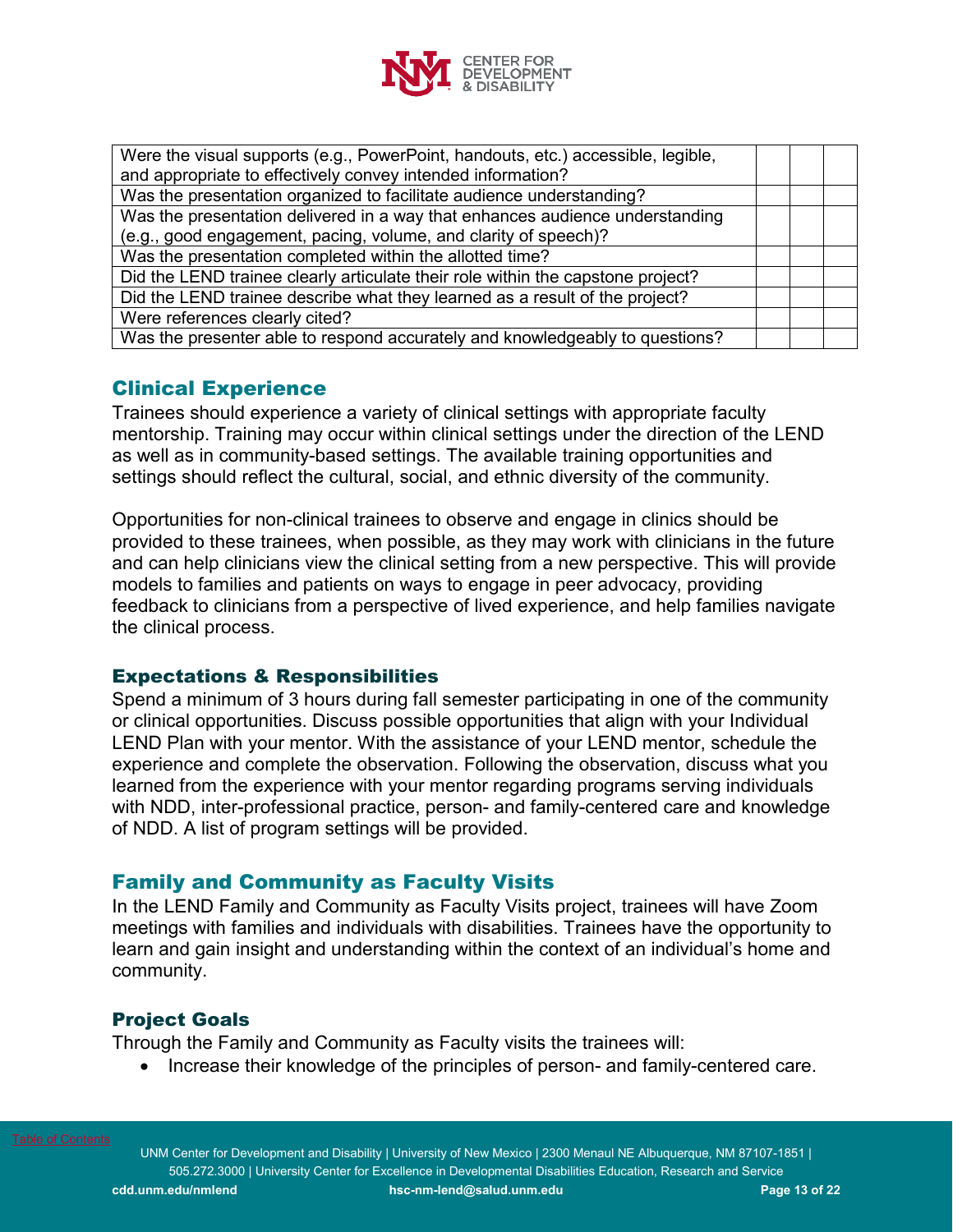| | | | |
|---|---|---|---|
| Were the visual supports (e.g., PowerPoint, handouts, etc.) accessible, legible, and appropriate to effectively convey intended information? | | | |
| Was the presentation organized to facilitate audience understanding? | | | |
| Was the presentation delivered in a way that enhances audience understanding (e.g., good engagement, pacing, volume, and clarity of speech)? | | | |
| Was the presentation completed within the allotted time? | | | |
| Did the LEND trainee clearly articulate their role within the capstone project? | | | |
| Did the LEND trainee describe what they learned as a result of the project? | | | |
| Were references clearly cited? | | | |
| Was the presenter able to respond accurately and knowledgeably to questions? | | | |

## Clinical Experience

Trainees should experience a variety of clinical settings with appropriate faculty mentorship. Training may occur within clinical settings under the direction of the LEND as well as in community-based settings. The available training opportunities and settings should reflect the cultural, social, and ethnic diversity of the community.

Opportunities for non-clinical trainees to observe and engage in clinics should be provided to these trainees, when possible, as they may work with clinicians in the future and can help clinicians view the clinical setting from a new perspective. This will provide models to families and patients on ways to engage in peer advocacy, providing feedback to clinicians from a perspective of lived experience, and help families navigate the clinical process.

### Expectations & Responsibilities

Spend a minimum of 3 hours during fall semester participating in one of the community or clinical opportunities. Discuss possible opportunities that align with your Individual LEND Plan with your mentor. With the assistance of your LEND mentor, schedule the experience and complete the observation. Following the observation, discuss what you learned from the experience with your mentor regarding programs serving individuals with NDD, inter-professional practice, person- and family-centered care and knowledge of NDD. A list of program settings will be provided.

## Family and Community as Faculty Visits

In the LEND Family and Community as Faculty Visits project, trainees will have Zoom meetings with families and individuals with disabilities. Trainees have the opportunity to learn and gain insight and understanding within the context of an individual's home and community.

### Project Goals

Through the Family and Community as Faculty visits the trainees will:

- Increase their knowledge of the principles of person- and family-centered care.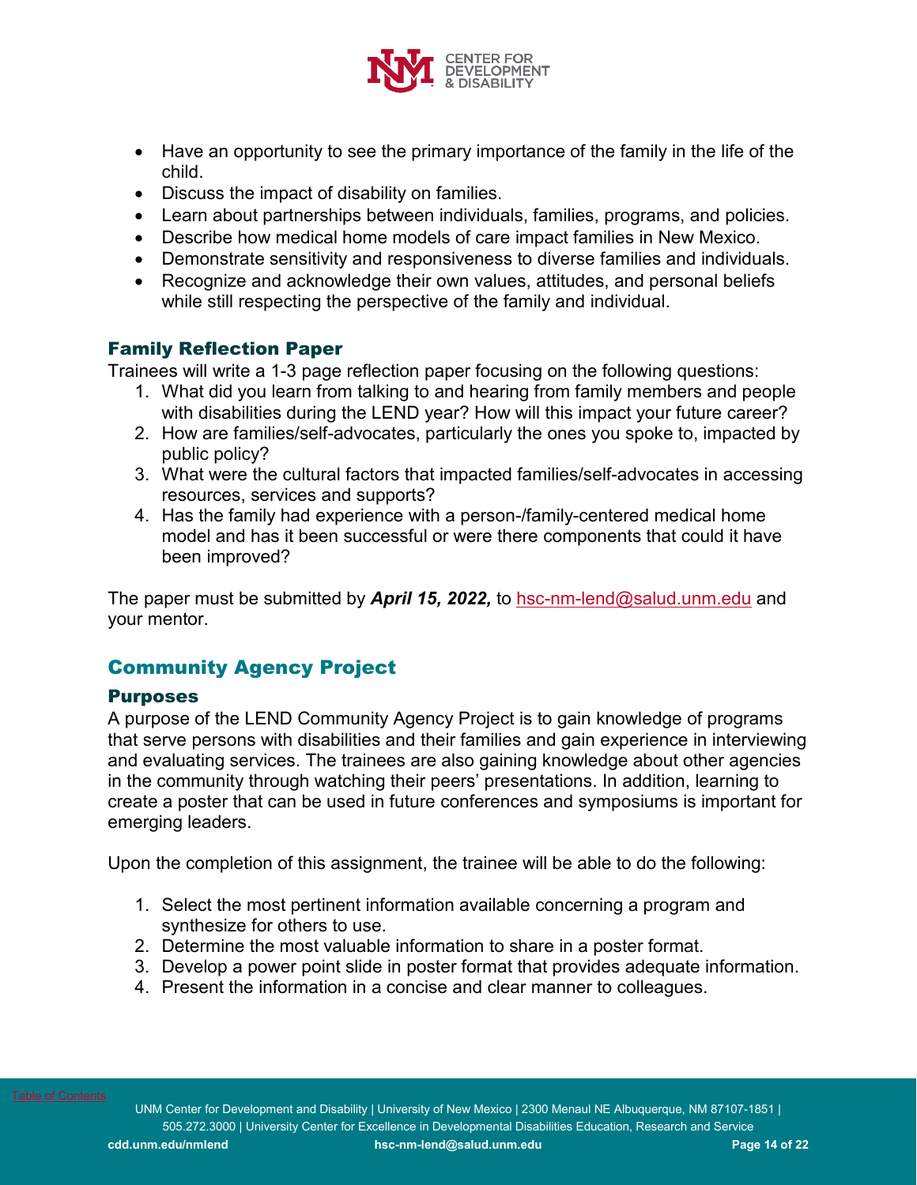- Have an opportunity to see the primary importance of the family in the life of the child.
- Discuss the impact of disability on families.
- Learn about partnerships between individuals, families, programs, and policies.
- Describe how medical home models of care impact families in New Mexico.
- Demonstrate sensitivity and responsiveness to diverse families and individuals.
- Recognize and acknowledge their own values, attitudes, and personal beliefs while still respecting the perspective of the family and individual.

### Family Reflection Paper

Trainees will write a 1-3 page reflection paper focusing on the following questions:

1. What did you learn from talking to and hearing from family members and people with disabilities during the LEND year? How will this impact your future career?
2. How are families/self-advocates, particularly the ones you spoke to, impacted by public policy?
3. What were the cultural factors that impacted families/self-advocates in accessing resources, services and supports?
4. Has the family had experience with a person-/family-centered medical home model and has it been successful or were there components that could it have been improved?

The paper must be submitted by ***April 15, 2022,*** to hsc-nm-lend@salud.unm.edu and your mentor.

## Community Agency Project

### Purposes

A purpose of the LEND Community Agency Project is to gain knowledge of programs that serve persons with disabilities and their families and gain experience in interviewing and evaluating services. The trainees are also gaining knowledge about other agencies in the community through watching their peers' presentations. In addition, learning to create a poster that can be used in future conferences and symposiums is important for emerging leaders.

Upon the completion of this assignment, the trainee will be able to do the following:

1. Select the most pertinent information available concerning a program and synthesize for others to use.
2. Determine the most valuable information to share in a poster format.
3. Develop a power point slide in poster format that provides adequate information.
4. Present the information in a concise and clear manner to colleagues.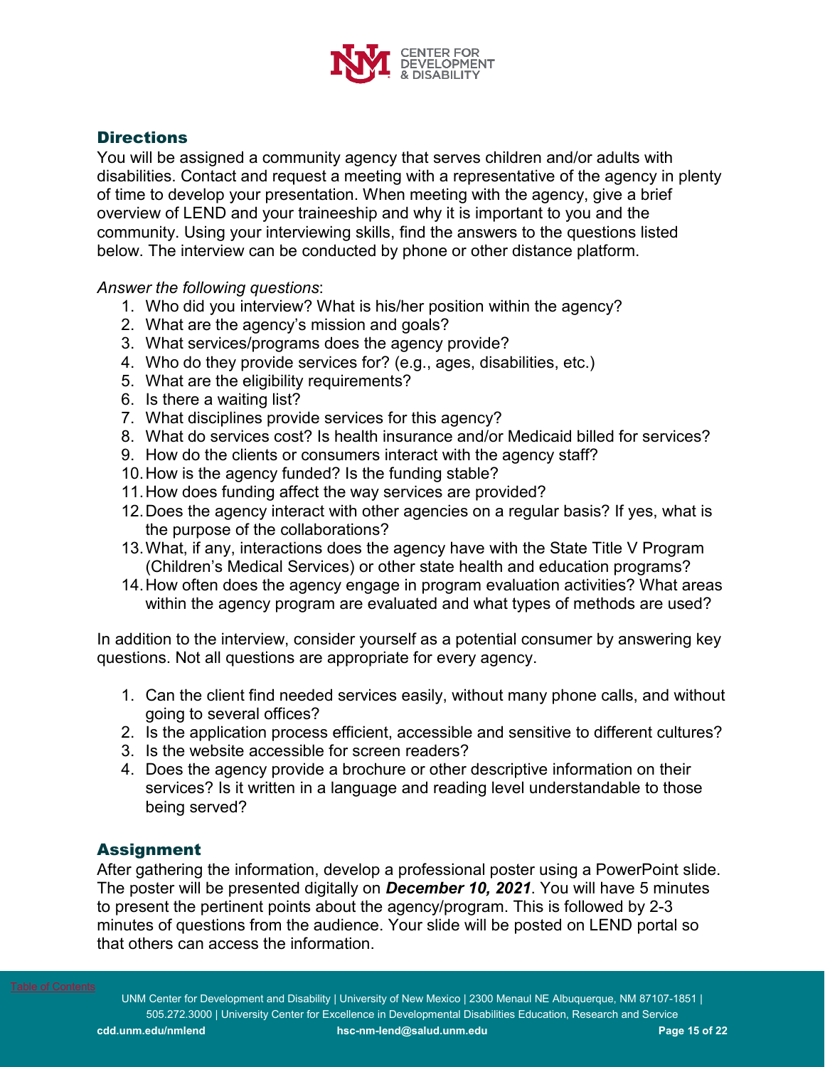## Directions

You will be assigned a community agency that serves children and/or adults with disabilities. Contact and request a meeting with a representative of the agency in plenty of time to develop your presentation. When meeting with the agency, give a brief overview of LEND and your traineeship and why it is important to you and the community. Using your interviewing skills, find the answers to the questions listed below. The interview can be conducted by phone or other distance platform.

*Answer the following questions*:

1. Who did you interview? What is his/her position within the agency?
2. What are the agency's mission and goals?
3. What services/programs does the agency provide?
4. Who do they provide services for? (e.g., ages, disabilities, etc.)
5. What are the eligibility requirements?
6. Is there a waiting list?
7. What disciplines provide services for this agency?
8. What do services cost? Is health insurance and/or Medicaid billed for services?
9. How do the clients or consumers interact with the agency staff?
10. How is the agency funded? Is the funding stable?
11. How does funding affect the way services are provided?
12. Does the agency interact with other agencies on a regular basis? If yes, what is the purpose of the collaborations?
13. What, if any, interactions does the agency have with the State Title V Program (Children's Medical Services) or other state health and education programs?
14. How often does the agency engage in program evaluation activities? What areas within the agency program are evaluated and what types of methods are used?

In addition to the interview, consider yourself as a potential consumer by answering key questions. Not all questions are appropriate for every agency.

1. Can the client find needed services easily, without many phone calls, and without going to several offices?
2. Is the application process efficient, accessible and sensitive to different cultures?
3. Is the website accessible for screen readers?
4. Does the agency provide a brochure or other descriptive information on their services? Is it written in a language and reading level understandable to those being served?

## Assignment

After gathering the information, develop a professional poster using a PowerPoint slide. The poster will be presented digitally on ***December 10, 2021***. You will have 5 minutes to present the pertinent points about the agency/program. This is followed by 2-3 minutes of questions from the audience. Your slide will be posted on LEND portal so that others can access the information.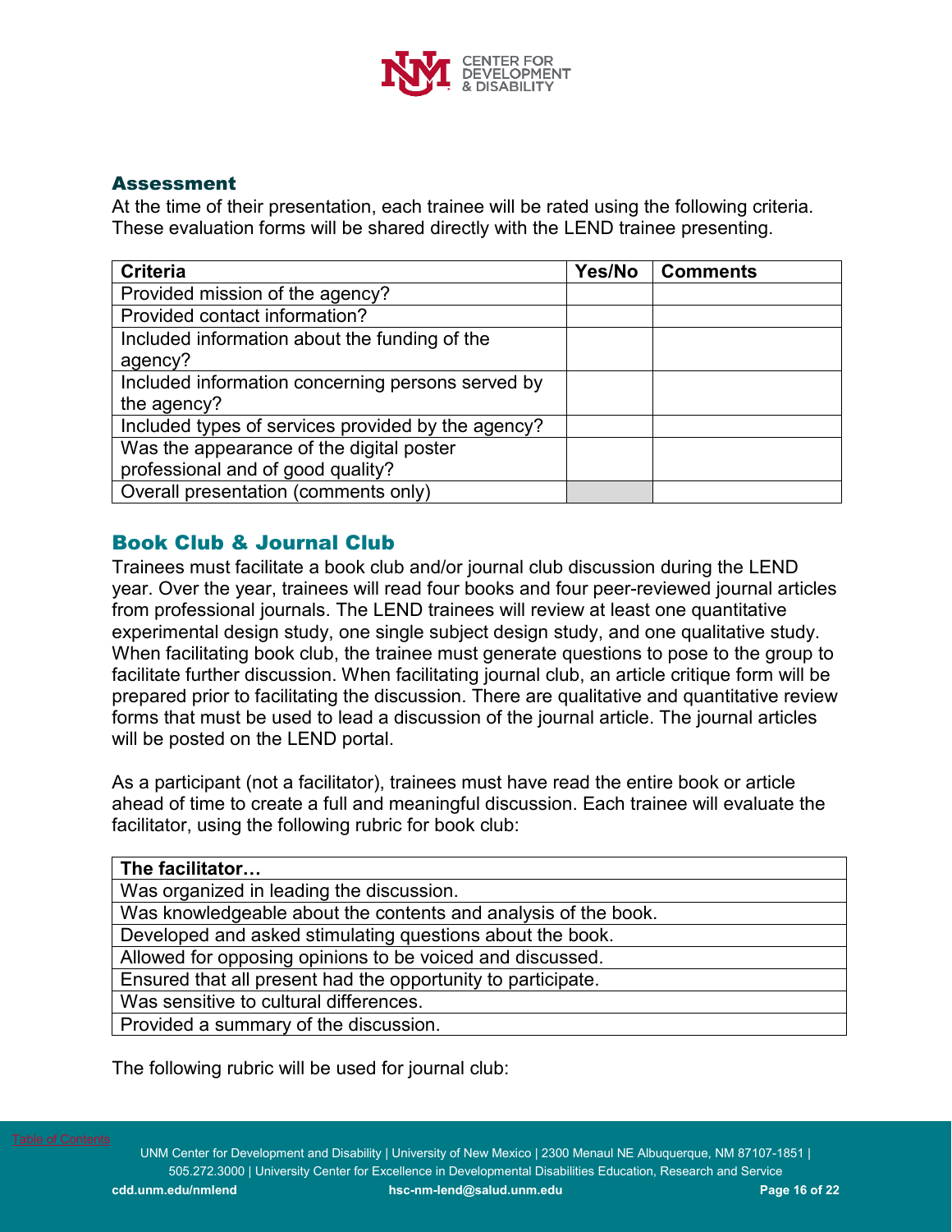### Assessment

At the time of their presentation, each trainee will be rated using the following criteria. These evaluation forms will be shared directly with the LEND trainee presenting.

| Criteria | Yes/No | Comments |
|---|---|---|
| Provided mission of the agency? | | |
| Provided contact information? | | |
| Included information about the funding of the agency? | | |
| Included information concerning persons served by the agency? | | |
| Included types of services provided by the agency? | | |
| Was the appearance of the digital poster professional and of good quality? | | |
| Overall presentation (comments only) | | |

## Book Club & Journal Club

Trainees must facilitate a book club and/or journal club discussion during the LEND year. Over the year, trainees will read four books and four peer-reviewed journal articles from professional journals. The LEND trainees will review at least one quantitative experimental design study, one single subject design study, and one qualitative study. When facilitating book club, the trainee must generate questions to pose to the group to facilitate further discussion. When facilitating journal club, an article critique form will be prepared prior to facilitating the discussion. There are qualitative and quantitative review forms that must be used to lead a discussion of the journal article. The journal articles will be posted on the LEND portal.

As a participant (not a facilitator), trainees must have read the entire book or article ahead of time to create a full and meaningful discussion. Each trainee will evaluate the facilitator, using the following rubric for book club:

| The facilitator… |
|---|
| Was organized in leading the discussion. |
| Was knowledgeable about the contents and analysis of the book. |
| Developed and asked stimulating questions about the book. |
| Allowed for opposing opinions to be voiced and discussed. |
| Ensured that all present had the opportunity to participate. |
| Was sensitive to cultural differences. |
| Provided a summary of the discussion. |

The following rubric will be used for journal club: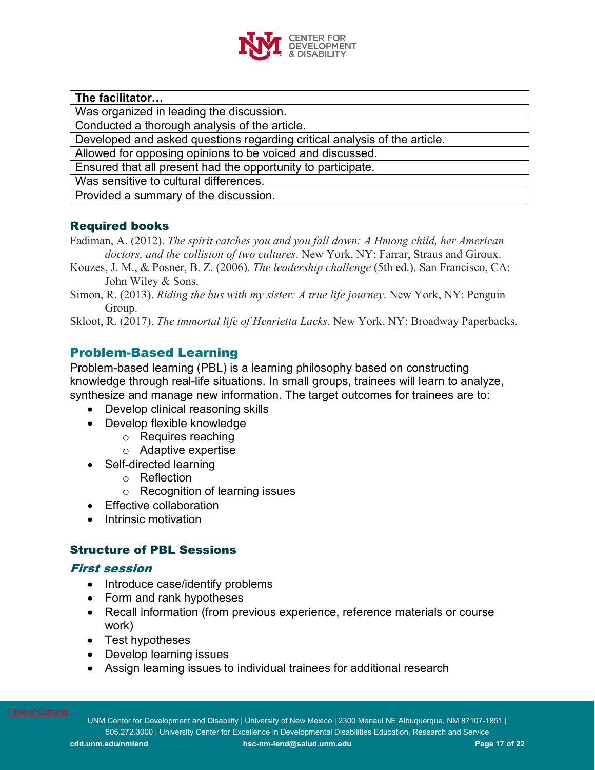| The facilitator… |
| --- |
| Was organized in leading the discussion. |
| Conducted a thorough analysis of the article. |
| Developed and asked questions regarding critical analysis of the article. |
| Allowed for opposing opinions to be voiced and discussed. |
| Ensured that all present had the opportunity to participate. |
| Was sensitive to cultural differences. |
| Provided a summary of the discussion. |

### Required books

Fadiman, A. (2012). *The spirit catches you and you fall down: A Hmong child, her American doctors, and the collision of two cultures*. New York, NY: Farrar, Straus and Giroux.

Kouzes, J. M., & Posner, B. Z. (2006). *The leadership challenge* (5th ed.). San Francisco, CA: John Wiley & Sons.

Simon, R. (2013). *Riding the bus with my sister: A true life journey*. New York, NY: Penguin Group.

Skloot, R. (2017). *The immortal life of Henrietta Lacks*. New York, NY: Broadway Paperbacks.

## Problem-Based Learning

Problem-based learning (PBL) is a learning philosophy based on constructing knowledge through real-life situations. In small groups, trainees will learn to analyze, synthesize and manage new information. The target outcomes for trainees are to:

- Develop clinical reasoning skills
- Develop flexible knowledge
  - Requires reaching
  - Adaptive expertise
- Self-directed learning
  - Reflection
  - Recognition of learning issues
- Effective collaboration
- Intrinsic motivation

### Structure of PBL Sessions

#### *First session*

- Introduce case/identify problems
- Form and rank hypotheses
- Recall information (from previous experience, reference materials or course work)
- Test hypotheses
- Develop learning issues
- Assign learning issues to individual trainees for additional research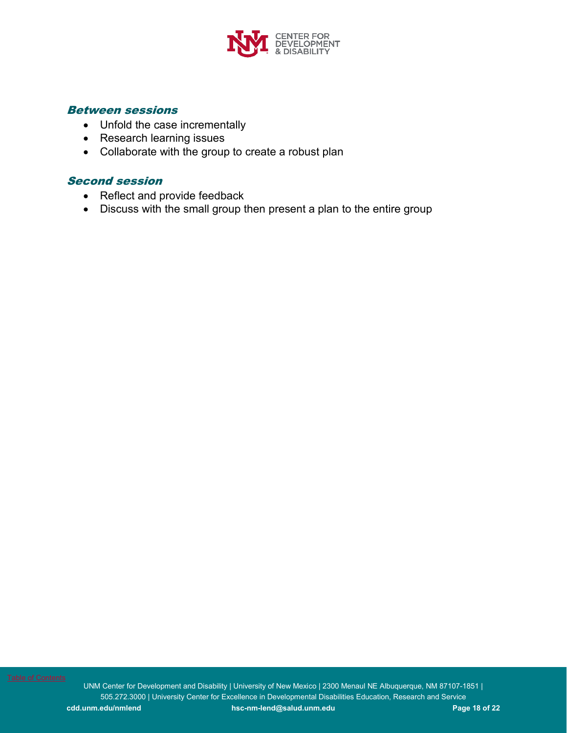### *Between sessions*

- Unfold the case incrementally
- Research learning issues
- Collaborate with the group to create a robust plan

### *Second session*

- Reflect and provide feedback
- Discuss with the small group then present a plan to the entire group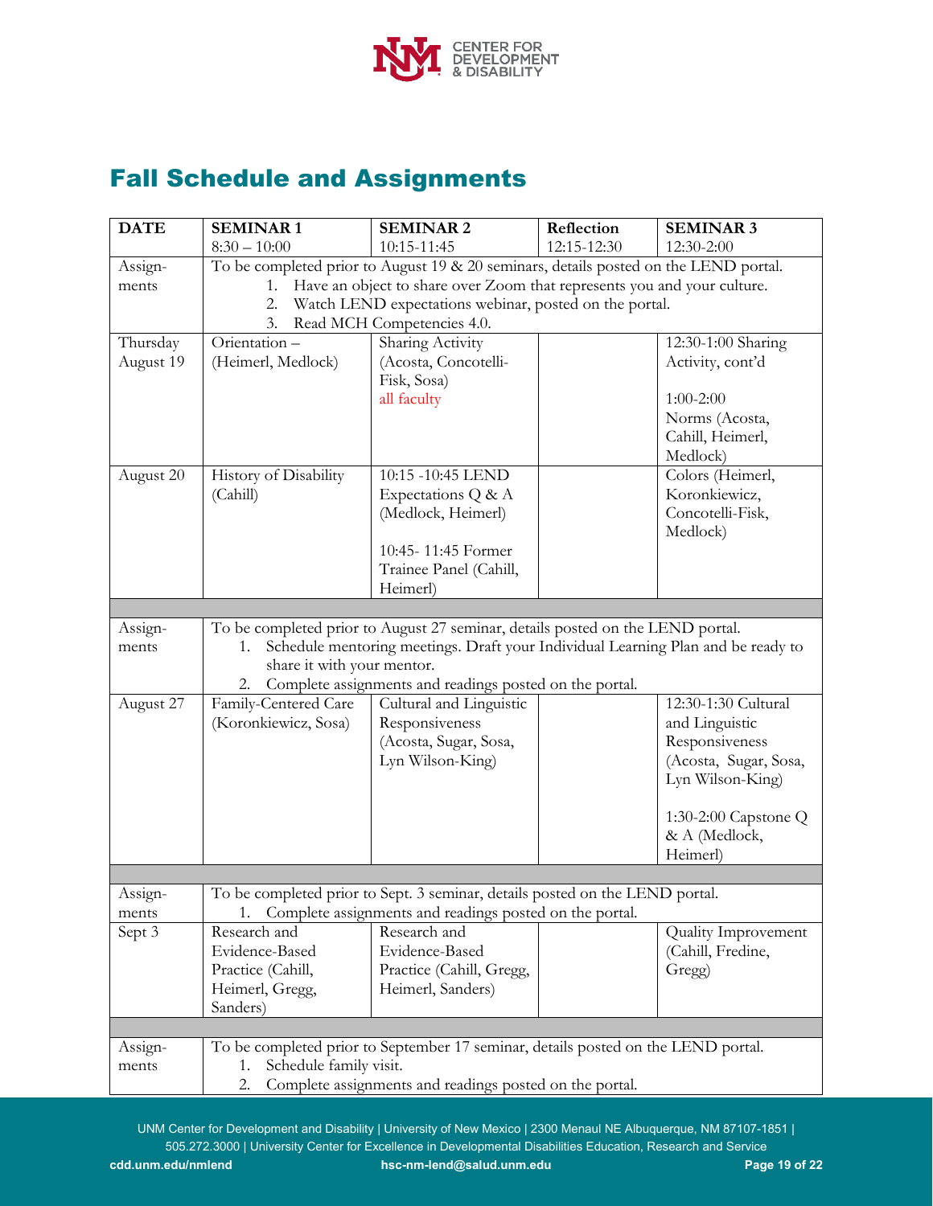# Fall Schedule and Assignments

| DATE | SEMINAR 1 8:30 – 10:00 | SEMINAR 2 10:15-11:45 | Reflection 12:15-12:30 | SEMINAR 3 12:30-2:00 |
|---|---|---|---|---|
| Assign-ments | To be completed prior to August 19 & 20 seminars, details posted on the LEND portal. 1. Have an object to share over Zoom that represents you and your culture. 2. Watch LEND expectations webinar, posted on the portal. 3. Read MCH Competencies 4.0. | | | |
| Thursday August 19 | Orientation – (Heimerl, Medlock) | Sharing Activity (Acosta, Concotelli-Fisk, Sosa) all faculty | | 12:30-1:00 Sharing Activity, cont'd<br><br>1:00-2:00 Norms (Acosta, Cahill, Heimerl, Medlock) |
| August 20 | History of Disability (Cahill) | 10:15 -10:45 LEND Expectations Q & A (Medlock, Heimerl)<br><br>10:45- 11:45 Former Trainee Panel (Cahill, Heimerl) | | Colors (Heimerl, Koronkiewicz, Concotelli-Fisk, Medlock) |
| | | | | |
| Assign-ments | To be completed prior to August 27 seminar, details posted on the LEND portal. 1. Schedule mentoring meetings. Draft your Individual Learning Plan and be ready to share it with your mentor. 2. Complete assignments and readings posted on the portal. | | | |
| August 27 | Family-Centered Care (Koronkiewicz, Sosa) | Cultural and Linguistic Responsiveness (Acosta, Sugar, Sosa, Lyn Wilson-King) | | 12:30-1:30 Cultural and Linguistic Responsiveness (Acosta, Sugar, Sosa, Lyn Wilson-King)<br><br>1:30-2:00 Capstone Q & A (Medlock, Heimerl) |
| | | | | |
| Assign-ments | To be completed prior to Sept. 3 seminar, details posted on the LEND portal. 1. Complete assignments and readings posted on the portal. | | | |
| Sept 3 | Research and Evidence-Based Practice (Cahill, Heimerl, Gregg, Sanders) | Research and Evidence-Based Practice (Cahill, Gregg, Heimerl, Sanders) | | Quality Improvement (Cahill, Fredine, Gregg) |
| | | | | |
| Assign-ments | To be completed prior to September 17 seminar, details posted on the LEND portal. 1. Schedule family visit. 2. Complete assignments and readings posted on the portal. | | | |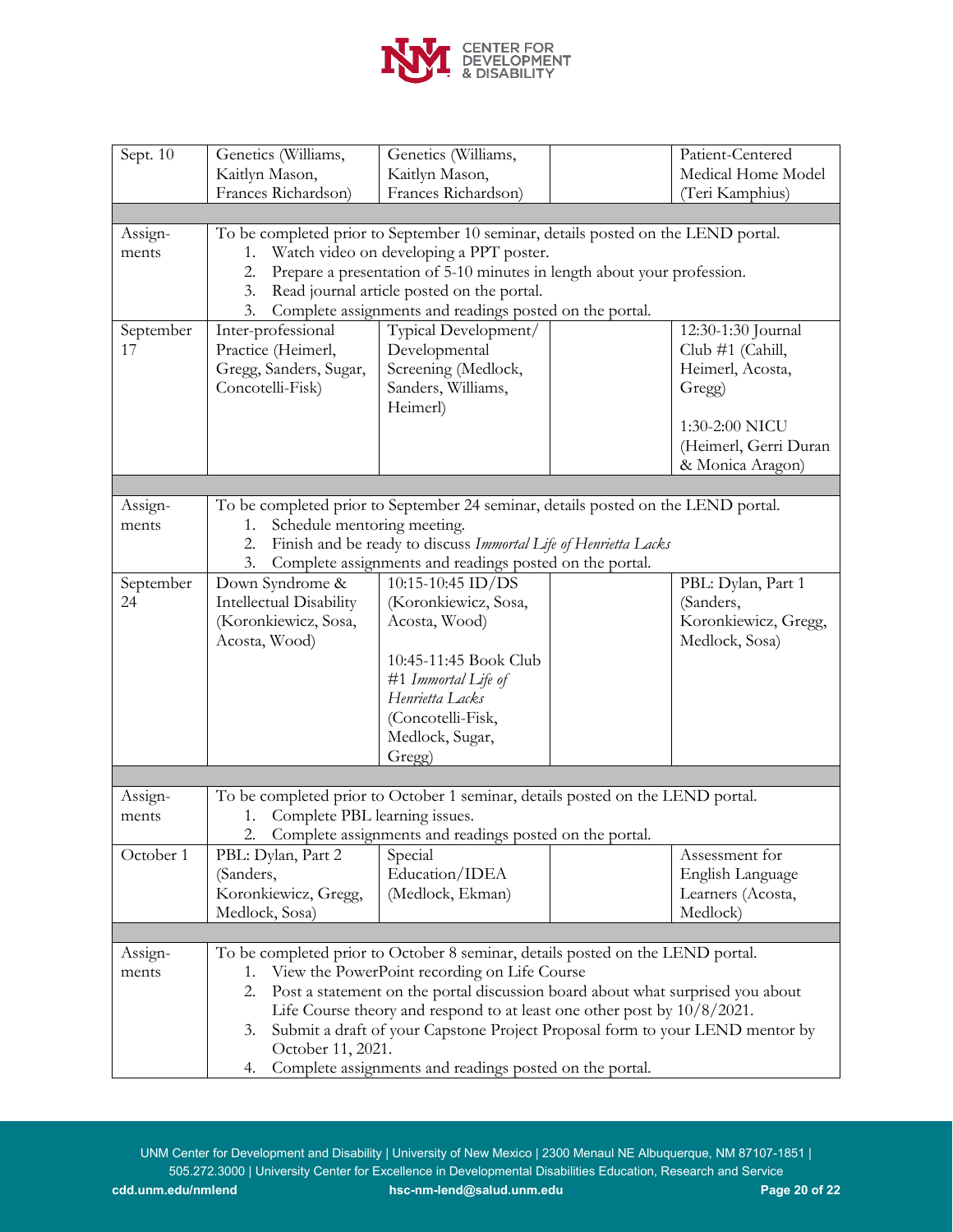| Sept. 10 | Genetics (Williams, Kaitlyn Mason, Frances Richardson) | Genetics (Williams, Kaitlyn Mason, Frances Richardson) | | Patient-Centered Medical Home Model (Teri Kamphius) |
|---|---|---|---|---|
| | | | | |
| Assign-ments | To be completed prior to September 10 seminar, details posted on the LEND portal.<br>1. Watch video on developing a PPT poster.<br>2. Prepare a presentation of 5-10 minutes in length about your profession.<br>3. Read journal article posted on the portal.<br>3. Complete assignments and readings posted on the portal. | | | |
| September 17 | Inter-professional Practice (Heimerl, Gregg, Sanders, Sugar, Concotelli-Fisk) | Typical Development/ Developmental Screening (Medlock, Sanders, Williams, Heimerl) | | 12:30-1:30 Journal Club #1 (Cahill, Heimerl, Acosta, Gregg)<br><br>1:30-2:00 NICU (Heimerl, Gerri Duran & Monica Aragon) |
| | | | | |
| Assign-ments | To be completed prior to September 24 seminar, details posted on the LEND portal.<br>1. Schedule mentoring meeting.<br>2. Finish and be ready to discuss *Immortal Life of Henrietta Lacks*<br>3. Complete assignments and readings posted on the portal. | | | |
| September 24 | Down Syndrome & Intellectual Disability (Koronkiewicz, Sosa, Acosta, Wood) | 10:15-10:45 ID/DS (Koronkiewicz, Sosa, Acosta, Wood)<br><br>10:45-11:45 Book Club #1 *Immortal Life of Henrietta Lacks* (Concotelli-Fisk, Medlock, Sugar, Gregg) | | PBL: Dylan, Part 1 (Sanders, Koronkiewicz, Gregg, Medlock, Sosa) |
| | | | | |
| Assign-ments | To be completed prior to October 1 seminar, details posted on the LEND portal.<br>1. Complete PBL learning issues.<br>2. Complete assignments and readings posted on the portal. | | | |
| October 1 | PBL: Dylan, Part 2 (Sanders, Koronkiewicz, Gregg, Medlock, Sosa) | Special Education/IDEA (Medlock, Ekman) | | Assessment for English Language Learners (Acosta, Medlock) |
| | | | | |
| Assign-ments | To be completed prior to October 8 seminar, details posted on the LEND portal.<br>1. View the PowerPoint recording on Life Course<br>2. Post a statement on the portal discussion board about what surprised you about Life Course theory and respond to at least one other post by 10/8/2021.<br>3. Submit a draft of your Capstone Project Proposal form to your LEND mentor by October 11, 2021.<br>4. Complete assignments and readings posted on the portal. | | | |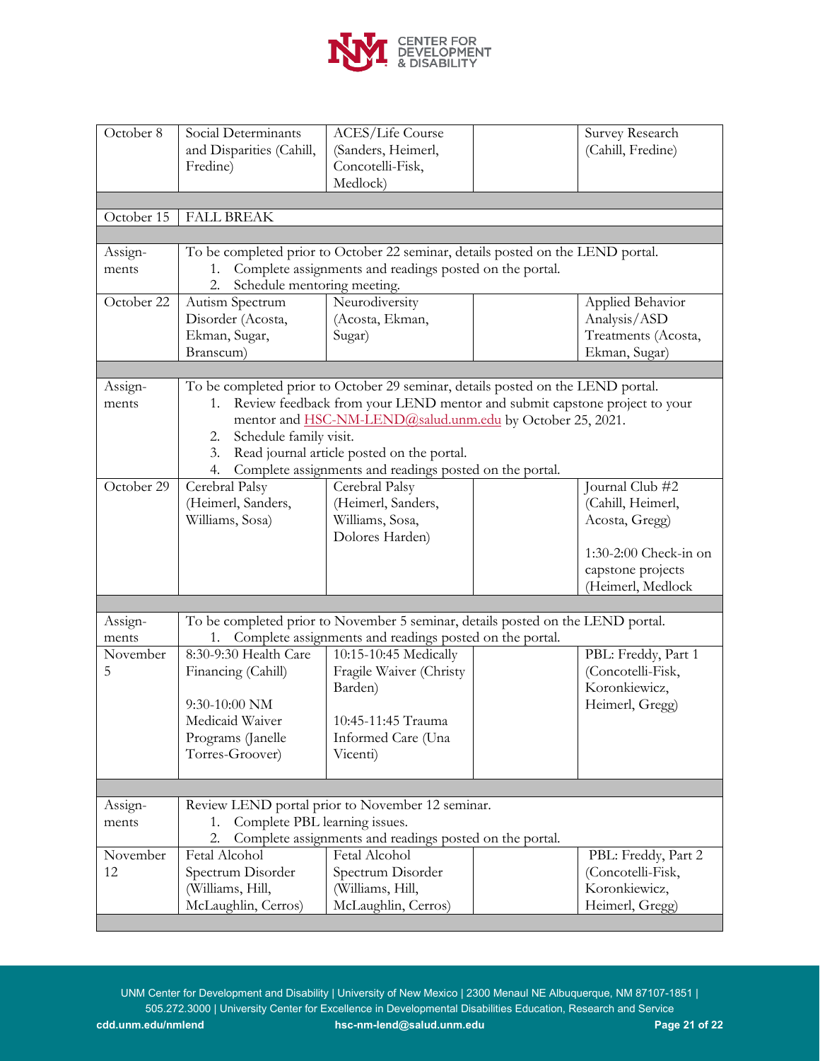| | | | | |
|---|---|---|---|---|
| October 8 | Social Determinants and Disparities (Cahill, Fredine) | ACES/Life Course (Sanders, Heimerl, Concotelli-Fisk, Medlock) | | Survey Research (Cahill, Fredine) |
| | | | | |
| October 15 | FALL BREAK | | | |
| | | | | |
| Assign-ments | To be completed prior to October 22 seminar, details posted on the LEND portal.<br>1. Complete assignments and readings posted on the portal.<br>2. Schedule mentoring meeting. | | | |
| October 22 | Autism Spectrum Disorder (Acosta, Ekman, Sugar, Branscum) | Neurodiversity (Acosta, Ekman, Sugar) | | Applied Behavior Analysis/ASD Treatments (Acosta, Ekman, Sugar) |
| | | | | |
| Assign-ments | To be completed prior to October 29 seminar, details posted on the LEND portal.<br>1. Review feedback from your LEND mentor and submit capstone project to your mentor and HSC-NM-LEND@salud.unm.edu by October 25, 2021.<br>2. Schedule family visit.<br>3. Read journal article posted on the portal.<br>4. Complete assignments and readings posted on the portal. | | | |
| October 29 | Cerebral Palsy (Heimerl, Sanders, Williams, Sosa) | Cerebral Palsy (Heimerl, Sanders, Williams, Sosa, Dolores Harden) | | Journal Club #2 (Cahill, Heimerl, Acosta, Gregg)<br><br>1:30-2:00 Check-in on capstone projects (Heimerl, Medlock |
| | | | | |
| Assign-ments | To be completed prior to November 5 seminar, details posted on the LEND portal.<br>1. Complete assignments and readings posted on the portal. | | | |
| November 5 | 8:30-9:30 Health Care Financing (Cahill)<br><br>9:30-10:00 NM Medicaid Waiver Programs (Janelle Torres-Groover) | 10:15-10:45 Medically Fragile Waiver (Christy Barden)<br><br>10:45-11:45 Trauma Informed Care (Una Vicenti) | | PBL: Freddy, Part 1 (Concotelli-Fisk, Koronkiewicz, Heimerl, Gregg) |
| | | | | |
| Assign-ments | Review LEND portal prior to November 12 seminar.<br>1. Complete PBL learning issues.<br>2. Complete assignments and readings posted on the portal. | | | |
| November 12 | Fetal Alcohol Spectrum Disorder (Williams, Hill, McLaughlin, Cerros) | Fetal Alcohol Spectrum Disorder (Williams, Hill, McLaughlin, Cerros) | | PBL: Freddy, Part 2 (Concotelli-Fisk, Koronkiewicz, Heimerl, Gregg) |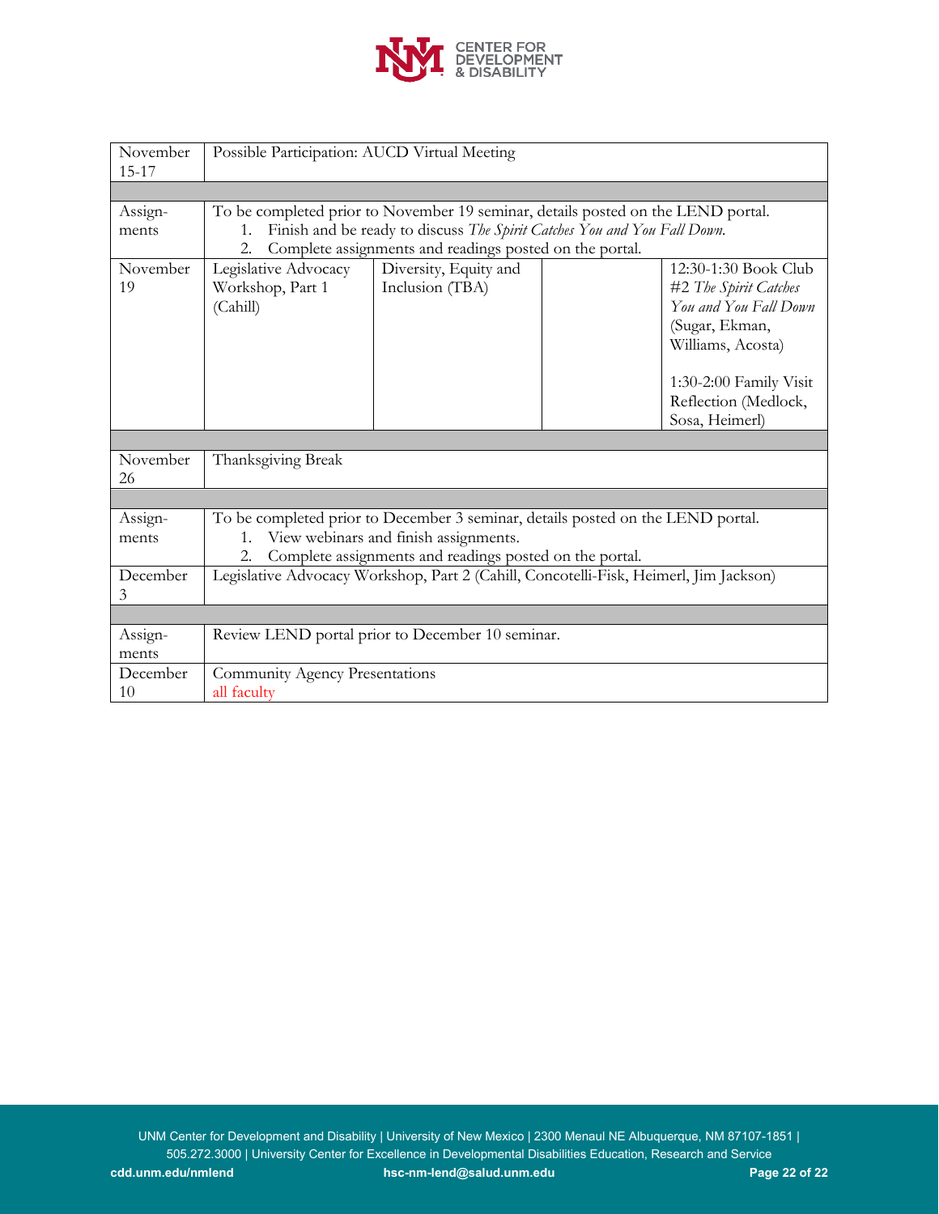| | | | | |
|---|---|---|---|---|
| November 15-17 | Possible Participation: AUCD Virtual Meeting | | | |
| | | | | |
| Assign-ments | To be completed prior to November 19 seminar, details posted on the LEND portal.<br>1. Finish and be ready to discuss *The Spirit Catches You and You Fall Down.*<br>2. Complete assignments and readings posted on the portal. | | | |
| November 19 | Legislative Advocacy Workshop, Part 1 (Cahill) | Diversity, Equity and Inclusion (TBA) | | 12:30-1:30 Book Club #2 *The Spirit Catches You and You Fall Down* (Sugar, Ekman, Williams, Acosta)<br><br>1:30-2:00 Family Visit Reflection (Medlock, Sosa, Heimerl) |
| | | | | |
| November 26 | Thanksgiving Break | | | |
| | | | | |
| Assign-ments | To be completed prior to December 3 seminar, details posted on the LEND portal.<br>1. View webinars and finish assignments.<br>2. Complete assignments and readings posted on the portal. | | | |
| December 3 | Legislative Advocacy Workshop, Part 2 (Cahill, Concotelli-Fisk, Heimerl, Jim Jackson) | | | |
| | | | | |
| Assign-ments | Review LEND portal prior to December 10 seminar. | | | |
| December 10 | Community Agency Presentations<br>all faculty | | | |